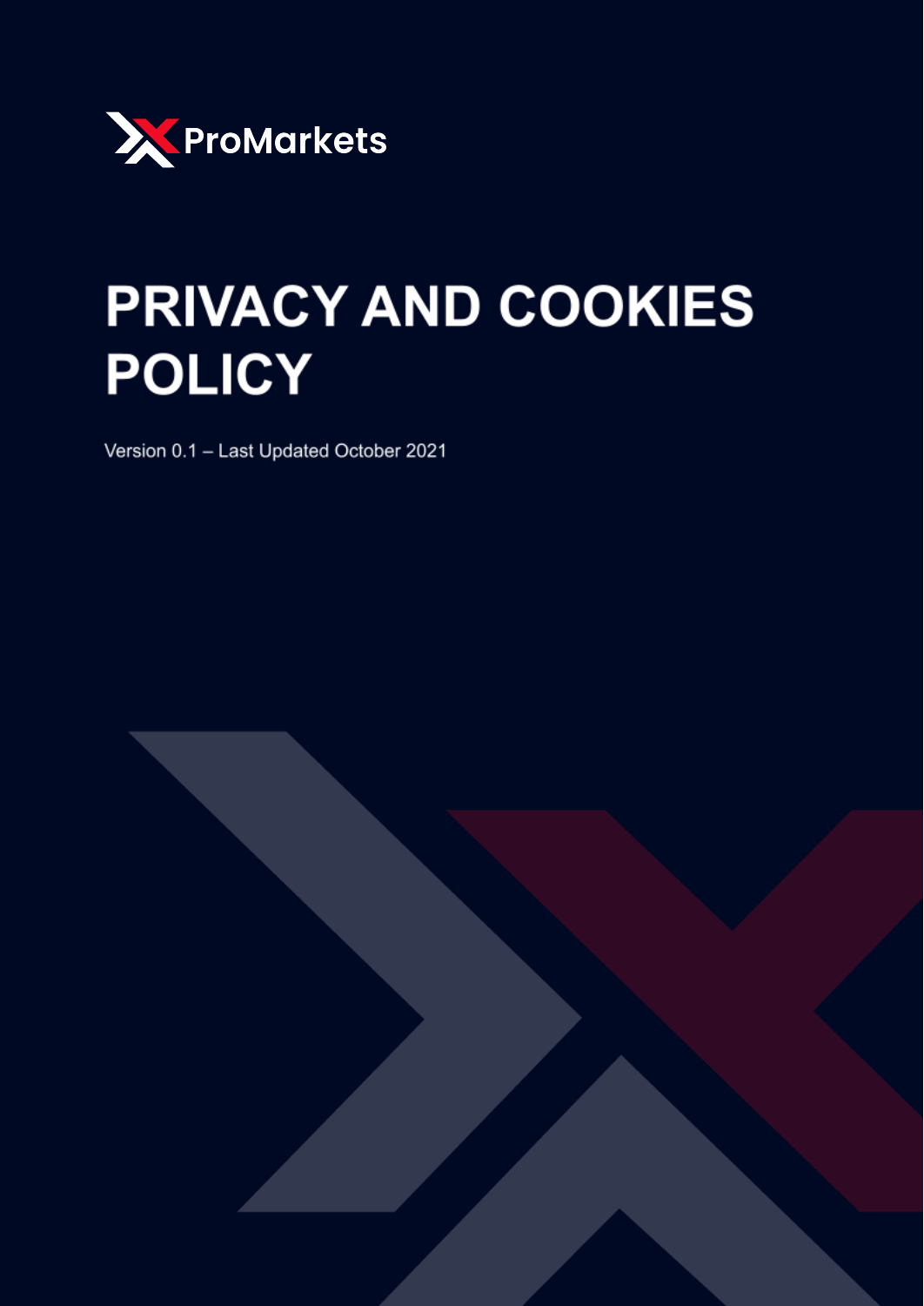ProMarkets

# PRIVACY AND COOKIES POLICY

Version 0.1 – Last Updated October 2021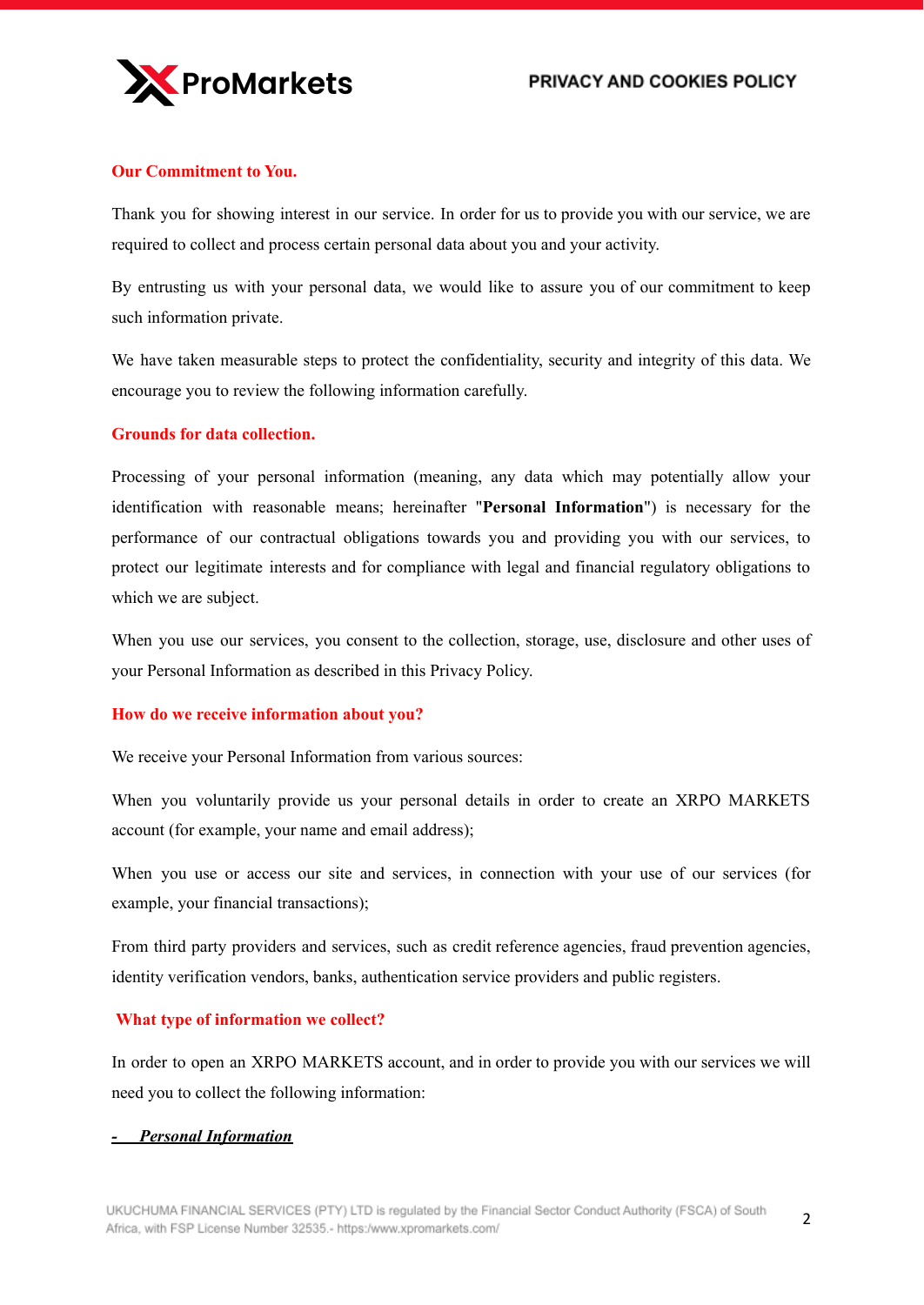## Our Commitment to You.

Thank you for showing interest in our service. In order for us to provide you with our service, we are required to collect and process certain personal data about you and your activity.

By entrusting us with your personal data, we would like to assure you of our commitment to keep such information private.

We have taken measurable steps to protect the confidentiality, security and integrity of this data. We encourage you to review the following information carefully.

## Grounds for data collection.

Processing of your personal information (meaning, any data which may potentially allow your identification with reasonable means; hereinafter "**Personal Information**") is necessary for the performance of our contractual obligations towards you and providing you with our services, to protect our legitimate interests and for compliance with legal and financial regulatory obligations to which we are subject.

When you use our services, you consent to the collection, storage, use, disclosure and other uses of your Personal Information as described in this Privacy Policy.

## How do we receive information about you?

We receive your Personal Information from various sources:

When you voluntarily provide us your personal details in order to create an XRPO MARKETS account (for example, your name and email address);

When you use or access our site and services, in connection with your use of our services (for example, your financial transactions);

From third party providers and services, such as credit reference agencies, fraud prevention agencies, identity verification vendors, banks, authentication service providers and public registers.

## What type of information we collect?

In order to open an XRPO MARKETS account, and in order to provide you with our services we will need you to collect the following information:

- ***Personal Information***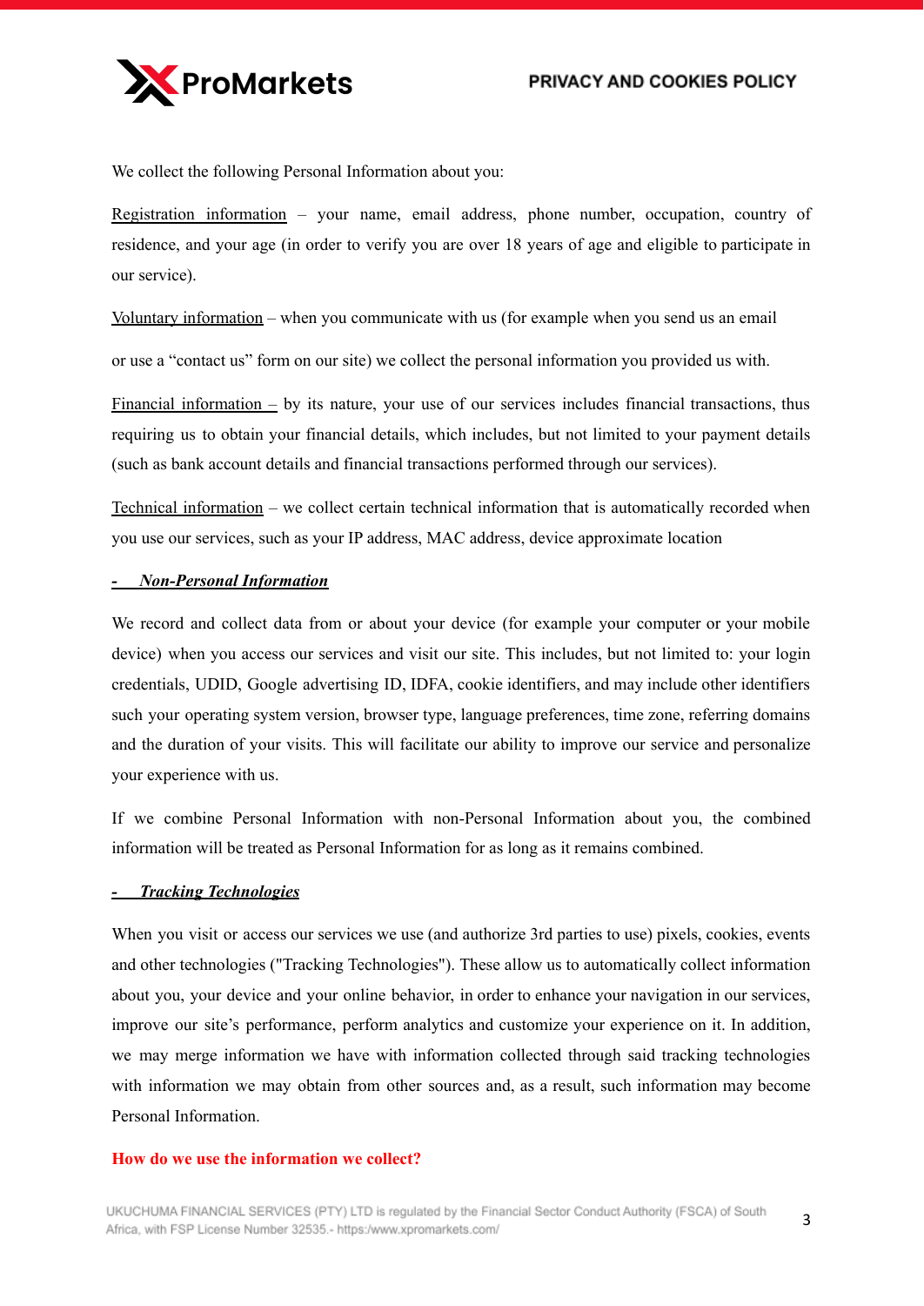We collect the following Personal Information about you:

Registration information – your name, email address, phone number, occupation, country of residence, and your age (in order to verify you are over 18 years of age and eligible to participate in our service).

Voluntary information – when you communicate with us (for example when you send us an email

or use a “contact us” form on our site) we collect the personal information you provided us with.

Financial information – by its nature, your use of our services includes financial transactions, thus requiring us to obtain your financial details, which includes, but not limited to your payment details (such as bank account details and financial transactions performed through our services).

Technical information – we collect certain technical information that is automatically recorded when you use our services, such as your IP address, MAC address, device approximate location

- ***Non-Personal Information***

We record and collect data from or about your device (for example your computer or your mobile device) when you access our services and visit our site. This includes, but not limited to: your login credentials, UDID, Google advertising ID, IDFA, cookie identifiers, and may include other identifiers such your operating system version, browser type, language preferences, time zone, referring domains and the duration of your visits. This will facilitate our ability to improve our service and personalize your experience with us.

If we combine Personal Information with non-Personal Information about you, the combined information will be treated as Personal Information for as long as it remains combined.

- ***Tracking Technologies***

When you visit or access our services we use (and authorize 3rd parties to use) pixels, cookies, events and other technologies ("Tracking Technologies"). These allow us to automatically collect information about you, your device and your online behavior, in order to enhance your navigation in our services, improve our site’s performance, perform analytics and customize your experience on it. In addition, we may merge information we have with information collected through said tracking technologies with information we may obtain from other sources and, as a result, such information may become Personal Information.

**How do we use the information we collect?**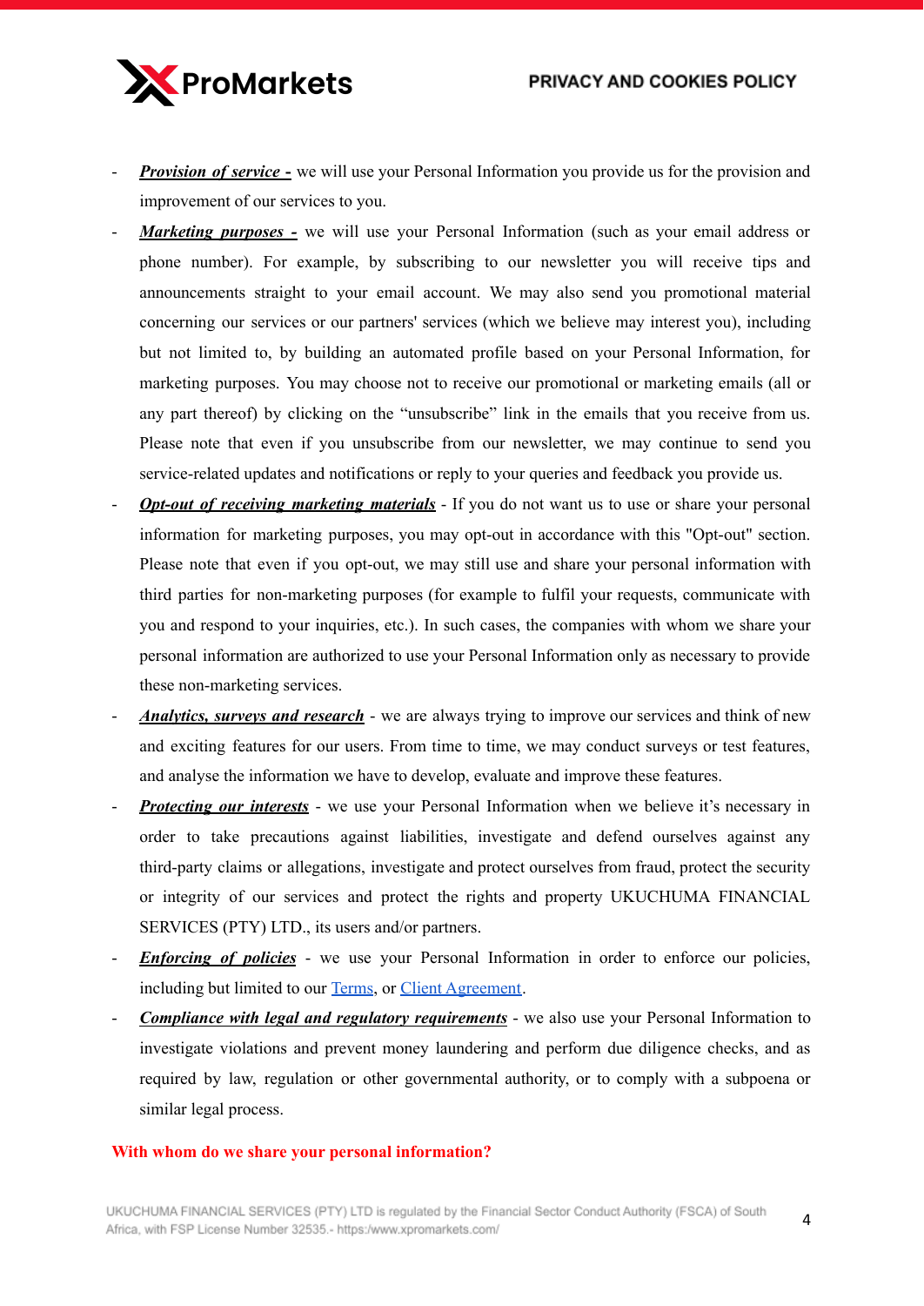- ***Provision of service -*** we will use your Personal Information you provide us for the provision and improvement of our services to you.
- ***Marketing purposes -*** we will use your Personal Information (such as your email address or phone number). For example, by subscribing to our newsletter you will receive tips and announcements straight to your email account. We may also send you promotional material concerning our services or our partners' services (which we believe may interest you), including but not limited to, by building an automated profile based on your Personal Information, for marketing purposes. You may choose not to receive our promotional or marketing emails (all or any part thereof) by clicking on the "unsubscribe" link in the emails that you receive from us. Please note that even if you unsubscribe from our newsletter, we may continue to send you service-related updates and notifications or reply to your queries and feedback you provide us.
- ***Opt-out of receiving marketing materials*** - If you do not want us to use or share your personal information for marketing purposes, you may opt-out in accordance with this "Opt-out" section. Please note that even if you opt-out, we may still use and share your personal information with third parties for non-marketing purposes (for example to fulfil your requests, communicate with you and respond to your inquiries, etc.). In such cases, the companies with whom we share your personal information are authorized to use your Personal Information only as necessary to provide these non-marketing services.
- ***Analytics, surveys and research*** - we are always trying to improve our services and think of new and exciting features for our users. From time to time, we may conduct surveys or test features, and analyse the information we have to develop, evaluate and improve these features.
- ***Protecting our interests*** - we use your Personal Information when we believe it's necessary in order to take precautions against liabilities, investigate and defend ourselves against any third-party claims or allegations, investigate and protect ourselves from fraud, protect the security or integrity of our services and protect the rights and property UKUCHUMA FINANCIAL SERVICES (PTY) LTD., its users and/or partners.
- ***Enforcing of policies*** - we use your Personal Information in order to enforce our policies, including but limited to our Terms, or Client Agreement.
- ***Compliance with legal and regulatory requirements*** - we also use your Personal Information to investigate violations and prevent money laundering and perform due diligence checks, and as required by law, regulation or other governmental authority, or to comply with a subpoena or similar legal process.

## With whom do we share your personal information?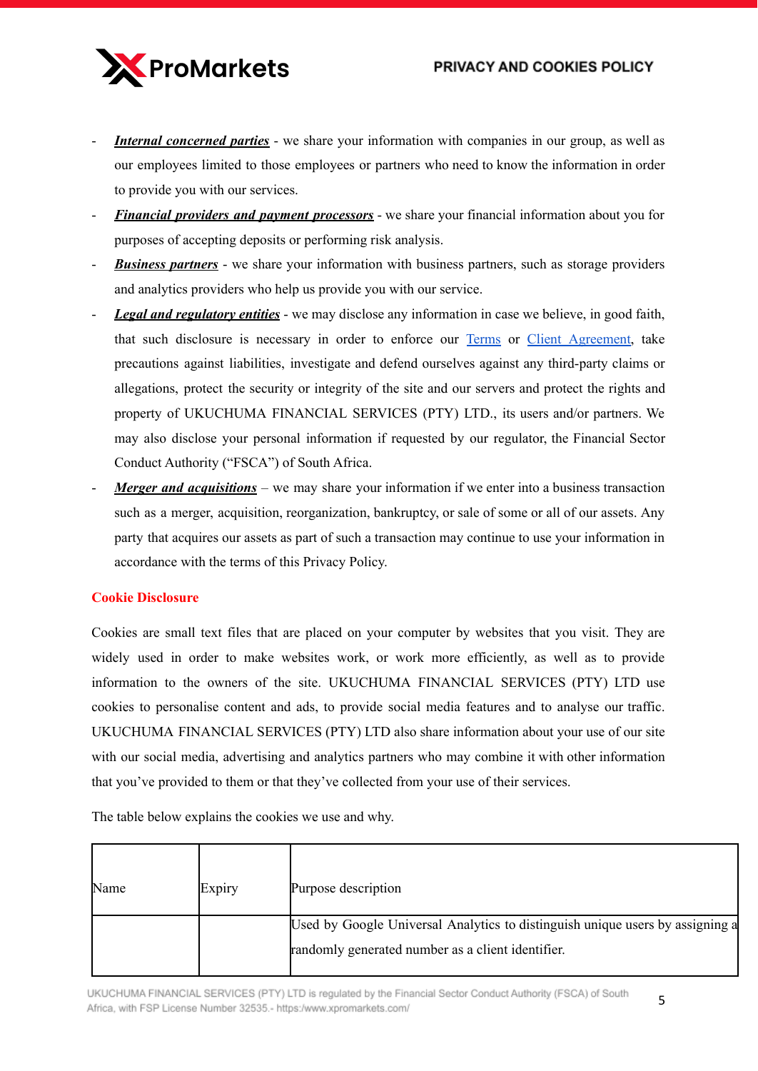- ***Internal concerned parties*** - we share your information with companies in our group, as well as our employees limited to those employees or partners who need to know the information in order to provide you with our services.
- ***Financial providers and payment processors*** - we share your financial information about you for purposes of accepting deposits or performing risk analysis.
- ***Business partners*** - we share your information with business partners, such as storage providers and analytics providers who help us provide you with our service.
- ***Legal and regulatory entities*** - we may disclose any information in case we believe, in good faith, that such disclosure is necessary in order to enforce our Terms or Client Agreement, take precautions against liabilities, investigate and defend ourselves against any third-party claims or allegations, protect the security or integrity of the site and our servers and protect the rights and property of UKUCHUMA FINANCIAL SERVICES (PTY) LTD., its users and/or partners. We may also disclose your personal information if requested by our regulator, the Financial Sector Conduct Authority ("FSCA") of South Africa.
- ***Merger and acquisitions*** – we may share your information if we enter into a business transaction such as a merger, acquisition, reorganization, bankruptcy, or sale of some or all of our assets. Any party that acquires our assets as part of such a transaction may continue to use your information in accordance with the terms of this Privacy Policy.

## Cookie Disclosure

Cookies are small text files that are placed on your computer by websites that you visit. They are widely used in order to make websites work, or work more efficiently, as well as to provide information to the owners of the site. UKUCHUMA FINANCIAL SERVICES (PTY) LTD use cookies to personalise content and ads, to provide social media features and to analyse our traffic. UKUCHUMA FINANCIAL SERVICES (PTY) LTD also share information about your use of our site with our social media, advertising and analytics partners who may combine it with other information that you've provided to them or that they've collected from your use of their services.

The table below explains the cookies we use and why.

| Name | Expiry | Purpose description |
|---|---|---|
| | | Used by Google Universal Analytics to distinguish unique users by assigning a randomly generated number as a client identifier. |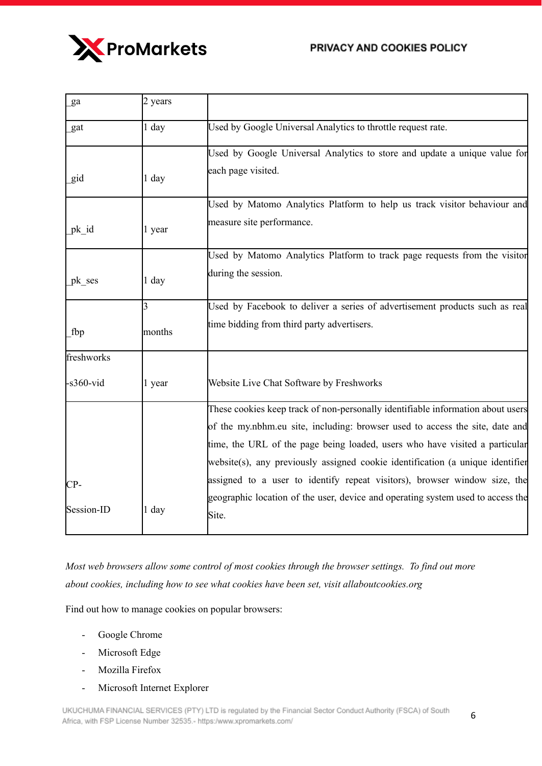| | | |
|---|---|---|
| _ga | 2 years | |
| _gat | 1 day | Used by Google Universal Analytics to throttle request rate. |
| _gid | 1 day | Used by Google Universal Analytics to store and update a unique value for each page visited. |
| _pk_id | 1 year | Used by Matomo Analytics Platform to help us track visitor behaviour and measure site performance. |
| _pk_ses | 1 day | Used by Matomo Analytics Platform to track page requests from the visitor during the session. |
| _fbp | 3 months | Used by Facebook to deliver a series of advertisement products such as real time bidding from third party advertisers. |
| freshworks -s360-vid | 1 year | Website Live Chat Software by Freshworks |
| CP-Session-ID | 1 day | These cookies keep track of non-personally identifiable information about users of the my.nbhm.eu site, including: browser used to access the site, date and time, the URL of the page being loaded, users who have visited a particular website(s), any previously assigned cookie identification (a unique identifier assigned to a user to identify repeat visitors), browser window size, the geographic location of the user, device and operating system used to access the Site. |

*Most web browsers allow some control of most cookies through the browser settings. To find out more about cookies, including how to see what cookies have been set, visit allaboutcookies.org*

Find out how to manage cookies on popular browsers:

- Google Chrome
- Microsoft Edge
- Mozilla Firefox
- Microsoft Internet Explorer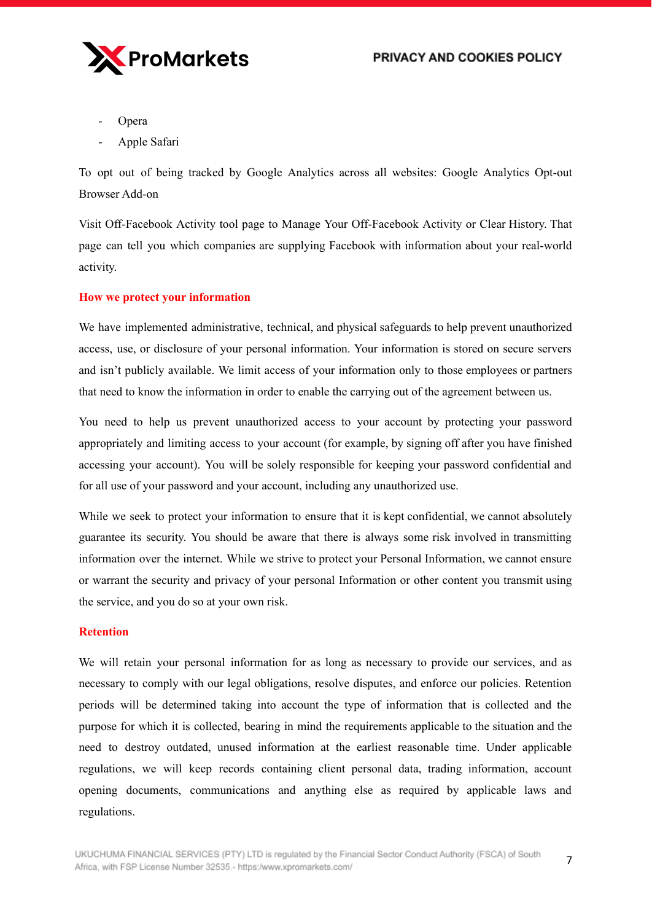- Opera
- Apple Safari

To opt out of being tracked by Google Analytics across all websites: Google Analytics Opt-out Browser Add-on

Visit Off-Facebook Activity tool page to Manage Your Off-Facebook Activity or Clear History. That page can tell you which companies are supplying Facebook with information about your real-world activity.

## How we protect your information

We have implemented administrative, technical, and physical safeguards to help prevent unauthorized access, use, or disclosure of your personal information. Your information is stored on secure servers and isn't publicly available. We limit access of your information only to those employees or partners that need to know the information in order to enable the carrying out of the agreement between us.

You need to help us prevent unauthorized access to your account by protecting your password appropriately and limiting access to your account (for example, by signing off after you have finished accessing your account). You will be solely responsible for keeping your password confidential and for all use of your password and your account, including any unauthorized use.

While we seek to protect your information to ensure that it is kept confidential, we cannot absolutely guarantee its security. You should be aware that there is always some risk involved in transmitting information over the internet. While we strive to protect your Personal Information, we cannot ensure or warrant the security and privacy of your personal Information or other content you transmit using the service, and you do so at your own risk.

## Retention

We will retain your personal information for as long as necessary to provide our services, and as necessary to comply with our legal obligations, resolve disputes, and enforce our policies. Retention periods will be determined taking into account the type of information that is collected and the purpose for which it is collected, bearing in mind the requirements applicable to the situation and the need to destroy outdated, unused information at the earliest reasonable time. Under applicable regulations, we will keep records containing client personal data, trading information, account opening documents, communications and anything else as required by applicable laws and regulations.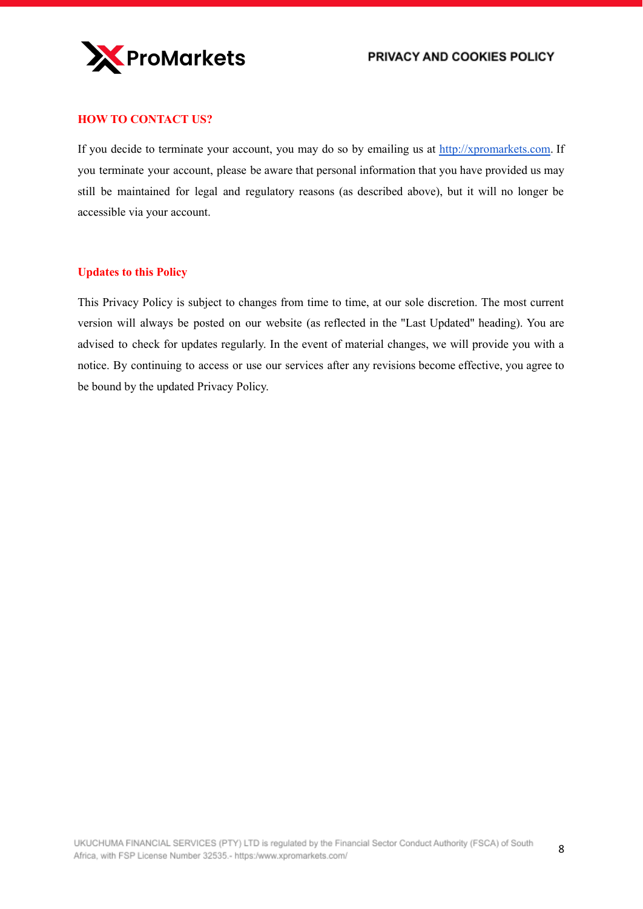## HOW TO CONTACT US?

If you decide to terminate your account, you may do so by emailing us at [http://xpromarkets.com](http://xpromarkets.com). If you terminate your account, please be aware that personal information that you have provided us may still be maintained for legal and regulatory reasons (as described above), but it will no longer be accessible via your account.

## Updates to this Policy

This Privacy Policy is subject to changes from time to time, at our sole discretion. The most current version will always be posted on our website (as reflected in the "Last Updated" heading). You are advised to check for updates regularly. In the event of material changes, we will provide you with a notice. By continuing to access or use our services after any revisions become effective, you agree to be bound by the updated Privacy Policy.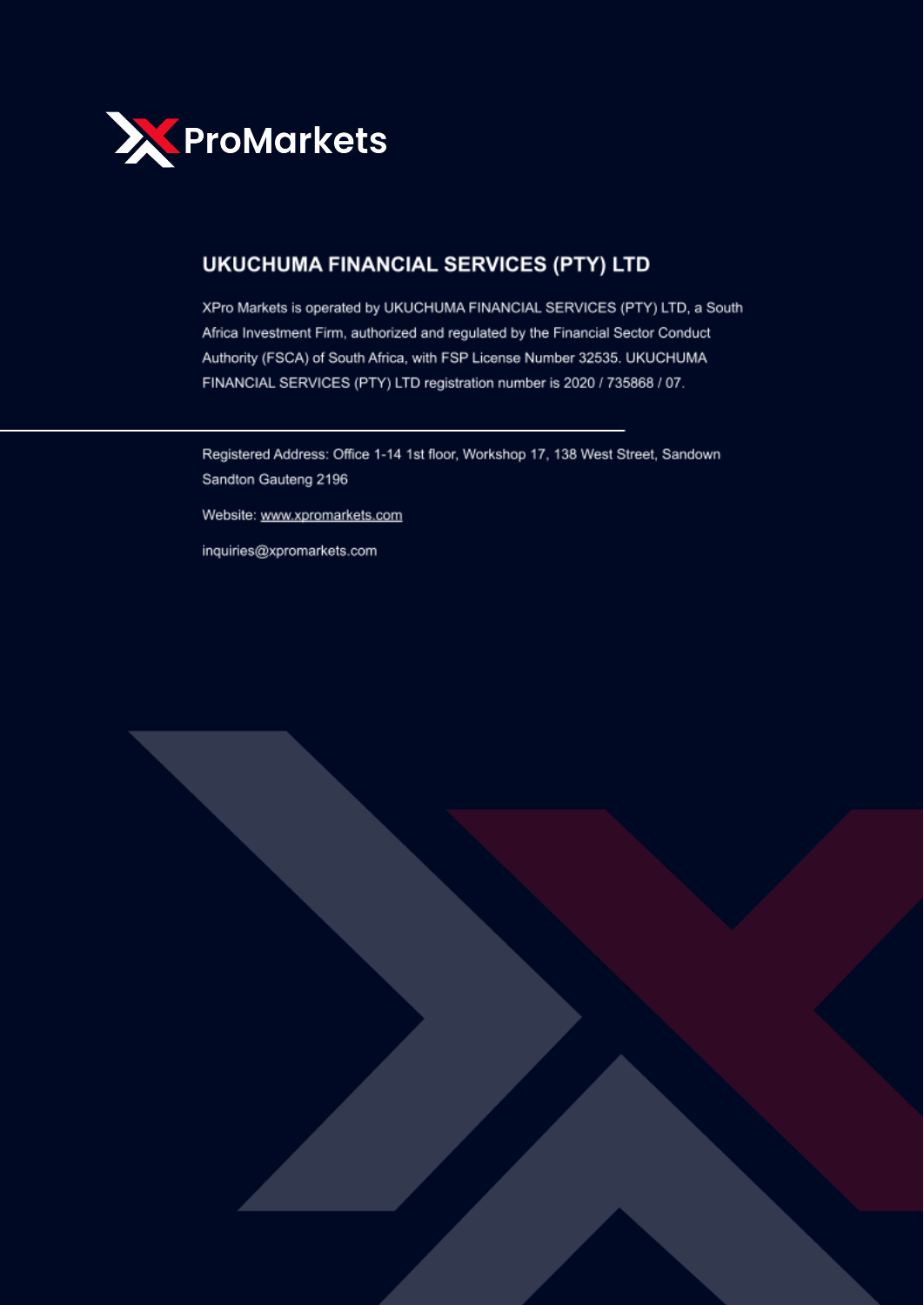XProMarkets

## UKUCHUMA FINANCIAL SERVICES (PTY) LTD

XPro Markets is operated by UKUCHUMA FINANCIAL SERVICES (PTY) LTD, a South Africa Investment Firm, authorized and regulated by the Financial Sector Conduct Authority (FSCA) of South Africa, with FSP License Number 32535. UKUCHUMA FINANCIAL SERVICES (PTY) LTD registration number is 2020 / 735868 / 07.

---

Registered Address: Office 1-14 1st floor, Workshop 17, 138 West Street, Sandown Sandton Gauteng 2196

Website: www.xpromarkets.com

inquiries@xpromarkets.com